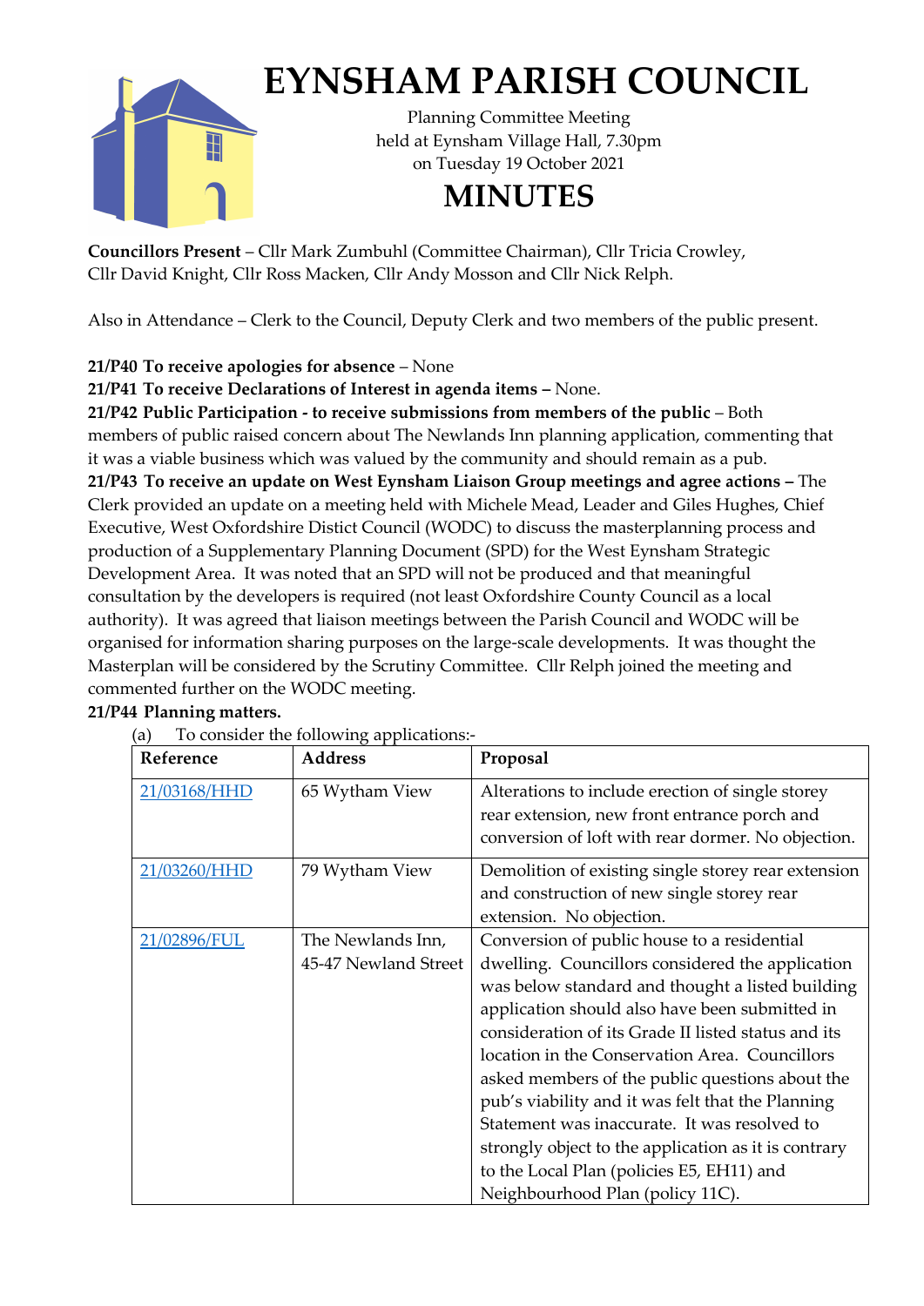# EYNSHAM PARISH COUNCIL

Planning Committee Meeting
held at Eynsham Village Hall, 7.30pm
on Tuesday 19 October 2021

## MINUTES

**Councillors Present** – Cllr Mark Zumbuhl (Committee Chairman), Cllr Tricia Crowley, Cllr David Knight, Cllr Ross Macken, Cllr Andy Mosson and Cllr Nick Relph.

Also in Attendance – Clerk to the Council, Deputy Clerk and two members of the public present.

**21/P40 To receive apologies for absence** – None

**21/P41 To receive Declarations of Interest in agenda items –** None.

**21/P42 Public Participation - to receive submissions from members of the public** – Both members of public raised concern about The Newlands Inn planning application, commenting that it was a viable business which was valued by the community and should remain as a pub.

**21/P43 To receive an update on West Eynsham Liaison Group meetings and agree actions –** The Clerk provided an update on a meeting held with Michele Mead, Leader and Giles Hughes, Chief Executive, West Oxfordshire Distict Council (WODC) to discuss the masterplanning process and production of a Supplementary Planning Document (SPD) for the West Eynsham Strategic Development Area. It was noted that an SPD will not be produced and that meaningful consultation by the developers is required (not least Oxfordshire County Council as a local authority). It was agreed that liaison meetings between the Parish Council and WODC will be organised for information sharing purposes on the large-scale developments. It was thought the Masterplan will be considered by the Scrutiny Committee. Cllr Relph joined the meeting and commented further on the WODC meeting.

**21/P44 Planning matters.**

(a) To consider the following applications:-

| Reference | Address | Proposal |
|---|---|---|
| 21/03168/HHD | 65 Wytham View | Alterations to include erection of single storey rear extension, new front entrance porch and conversion of loft with rear dormer. No objection. |
| 21/03260/HHD | 79 Wytham View | Demolition of existing single storey rear extension and construction of new single storey rear extension. No objection. |
| 21/02896/FUL | The Newlands Inn, 45-47 Newland Street | Conversion of public house to a residential dwelling. Councillors considered the application was below standard and thought a listed building application should also have been submitted in consideration of its Grade II listed status and its location in the Conservation Area. Councillors asked members of the public questions about the pub's viability and it was felt that the Planning Statement was inaccurate. It was resolved to strongly object to the application as it is contrary to the Local Plan (policies E5, EH11) and Neighbourhood Plan (policy 11C). |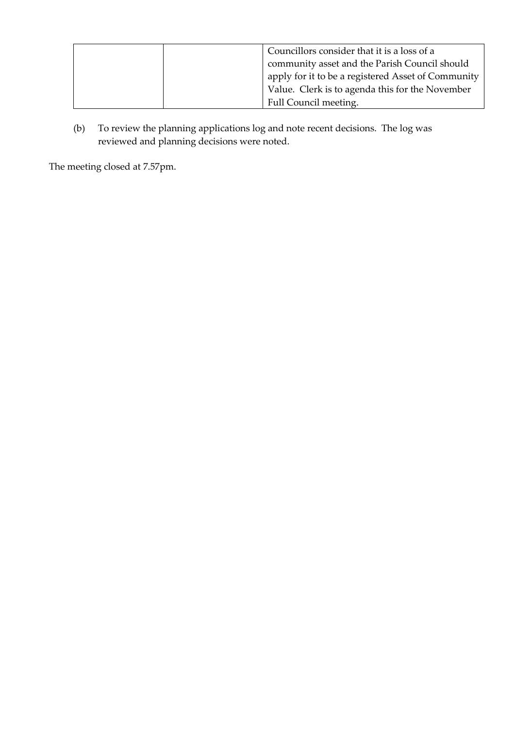| | | |
|---|---|---|
| | | Councillors consider that it is a loss of a community asset and the Parish Council should apply for it to be a registered Asset of Community Value. Clerk is to agenda this for the November Full Council meeting. |

(b) To review the planning applications log and note recent decisions. The log was reviewed and planning decisions were noted.

The meeting closed at 7.57pm.